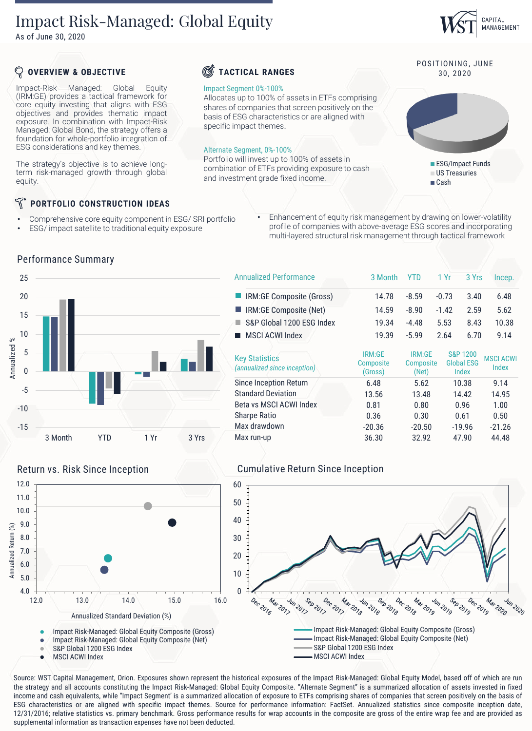# Impact Risk-Managed: Global Equity

As of June 30, 2020

WST CAPITAL MANAGEMENT

## OVERVIEW & OBJECTIVE

Impact-Risk Managed: Global Equity (IRM:GE) provides a tactical framework for core equity investing that aligns with ESG objectives and provides thematic impact exposure. In combination with Impact-Risk Managed: Global Bond, the strategy offers a foundation for whole-portfolio integration of ESG considerations and key themes.

The strategy's objective is to achieve long-term risk-managed growth through global equity.

## TACTICAL RANGES

Impact Segment 0%-100%

Allocates up to 100% of assets in ETFs comprising shares of companies that screen positively on the basis of ESG characteristics or are aligned with specific impact themes.

Alternate Segment, 0%-100%

Portfolio will invest up to 100% of assets in combination of ETFs providing exposure to cash and investment grade fixed income.

## POSITIONING, JUNE 30, 2020

- ESG/Impact Funds
- US Treasuries
- Cash

## PORTFOLIO CONSTRUCTION IDEAS

- Comprehensive core equity component in ESG/ SRI portfolio
- ESG/ impact satellite to traditional equity exposure
- Enhancement of equity risk management by drawing on lower-volatility profile of companies with above-average ESG scores and incorporating multi-layered structural risk management through tactical framework

## Performance Summary

| Annualized Performance | 3 Month | YTD | 1 Yr | 3 Yrs | Incep. |
|---|---|---|---|---|---|
| IRM:GE Composite (Gross) | 14.78 | -8.59 | -0.73 | 3.40 | 6.48 |
| IRM:GE Composite (Net) | 14.59 | -8.90 | -1.42 | 2.59 | 5.62 |
| S&P Global 1200 ESG Index | 19.34 | -4.48 | 5.53 | 8.43 | 10.38 |
| MSCI ACWI Index | 19.39 | -5.99 | 2.64 | 6.70 | 9.14 |

| Key Statistics *(annualized since inception)* | IRM:GE Composite (Gross) | IRM:GE Composite (Net) | S&P 1200 Global ESG Index | MSCI ACWI Index |
|---|---|---|---|---|
| Since Inception Return | 6.48 | 5.62 | 10.38 | 9.14 |
| Standard Deviation | 13.56 | 13.48 | 14.42 | 14.95 |
| Beta vs MSCI ACWI Index | 0.81 | 0.80 | 0.96 | 1.00 |
| Sharpe Ratio | 0.36 | 0.30 | 0.61 | 0.50 |
| Max drawdown | -20.36 | -20.50 | -19.96 | -21.26 |
| Max run-up | 36.30 | 32.92 | 47.90 | 44.48 |

## Return vs. Risk Since Inception

- Impact Risk-Managed: Global Equity Composite (Gross)
- Impact Risk-Managed: Global Equity Composite (Net)
- S&P Global 1200 ESG Index
- MSCI ACWI Index

## Cumulative Return Since Inception

- Impact Risk-Managed: Global Equity Composite (Gross)
- Impact Risk-Managed: Global Equity Composite (Net)
- S&P Global 1200 ESG Index
- MSCI ACWI Index

Source: WST Capital Management, Orion. Exposures shown represent the historical exposures of the Impact Risk-Managed: Global Equity Model, based off of which are run the strategy and all accounts constituting the Impact Risk-Managed: Global Equity Composite. "Alternate Segment" is a summarized allocation of assets invested in fixed income and cash equivalents, while "Impact Segment" is a summarized allocation of exposure to ETFs comprising shares of companies that screen positively on the basis of ESG characteristics or are aligned with specific impact themes. Source for performance information: FactSet. Annualized statistics since composite inception date, 12/31/2016; relative statistics vs. primary benchmark. Gross performance results for wrap accounts in the composite are gross of the entire wrap fee and are provided as supplemental information as transaction expenses have not been deducted.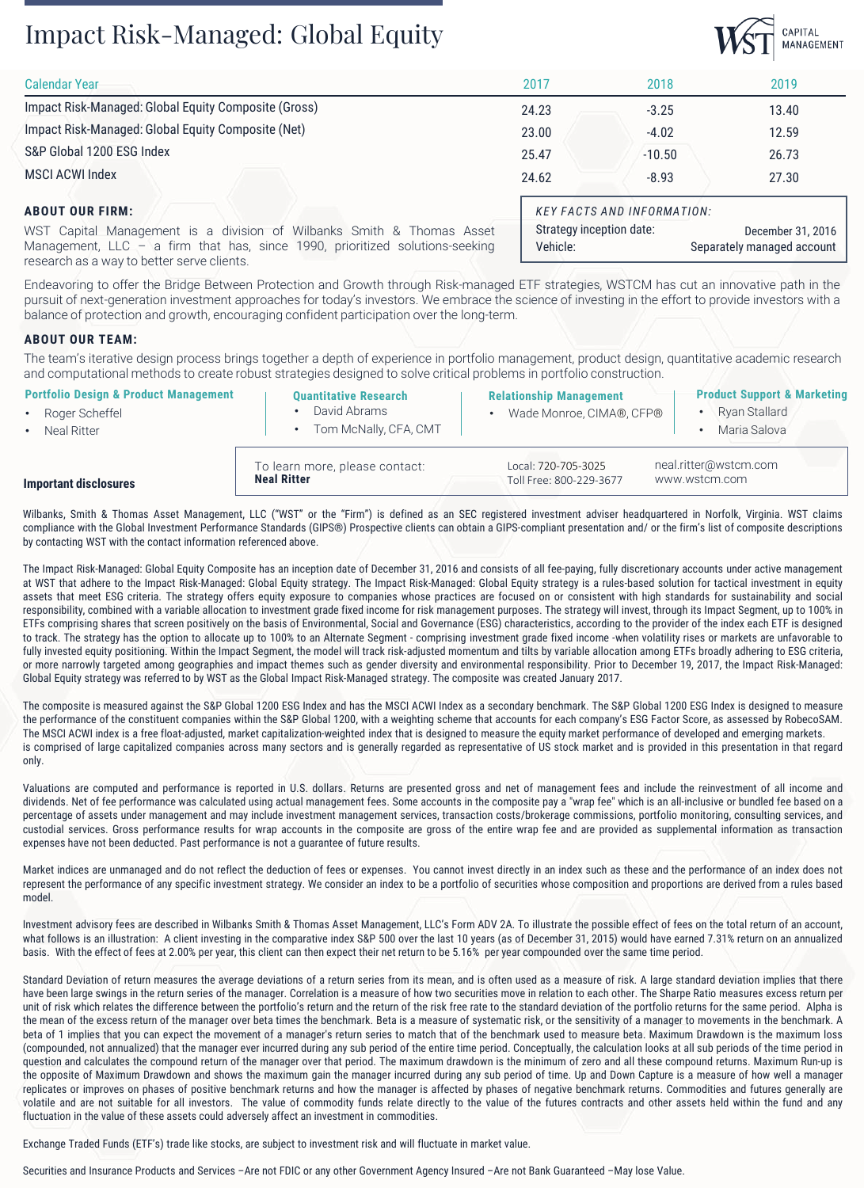# Impact Risk-Managed: Global Equity

WST CAPITAL MANAGEMENT

| Calendar Year | 2017 | 2018 | 2019 |
|---|---|---|---|
| Impact Risk-Managed: Global Equity Composite (Gross) | 24.23 | -3.25 | 13.40 |
| Impact Risk-Managed: Global Equity Composite (Net) | 23.00 | -4.02 | 12.59 |
| S&P Global 1200 ESG Index | 25.47 | -10.50 | 26.73 |
| MSCI ACWI Index | 24.62 | -8.93 | 27.30 |

## ABOUT OUR FIRM:

WST Capital Management is a division of Wilbanks Smith & Thomas Asset Management, LLC – a firm that has, since 1990, prioritized solutions-seeking research as a way to better serve clients.

*KEY FACTS AND INFORMATION:*

| | |
|---|---|
| Strategy inception date: | December 31, 2016 |
| Vehicle: | Separately managed account |

Endeavoring to offer the Bridge Between Protection and Growth through Risk-managed ETF strategies, WSTCM has cut an innovative path in the pursuit of next-generation investment approaches for today's investors. We embrace the science of investing in the effort to provide investors with a balance of protection and growth, encouraging confident participation over the long-term.

## ABOUT OUR TEAM:

The team's iterative design process brings together a depth of experience in portfolio management, product design, quantitative academic research and computational methods to create robust strategies designed to solve critical problems in portfolio construction.

**Portfolio Design & Product Management**
- Roger Scheffel
- Neal Ritter

**Quantitative Research**
- David Abrams
- Tom McNally, CFA, CMT

**Relationship Management**
- Wade Monroe, CIMA®, CFP®

**Product Support & Marketing**
- Ryan Stallard
- Maria Salova

To learn more, please contact: **Neal Ritter**
Local: 720-705-3025
Toll Free: 800-229-3677
neal.ritter@wstcm.com
www.wstcm.com

## Important disclosures

Wilbanks, Smith & Thomas Asset Management, LLC ("WST" or the "Firm") is defined as an SEC registered investment adviser headquartered in Norfolk, Virginia. WST claims compliance with the Global Investment Performance Standards (GIPS®) Prospective clients can obtain a GIPS-compliant presentation and/ or the firm's list of composite descriptions by contacting WST with the contact information referenced above.

The Impact Risk-Managed: Global Equity Composite has an inception date of December 31, 2016 and consists of all fee-paying, fully discretionary accounts under active management at WST that adhere to the Impact Risk-Managed: Global Equity strategy. The Impact Risk-Managed: Global Equity strategy is a rules-based solution for tactical investment in equity assets that meet ESG criteria. The strategy offers equity exposure to companies whose practices are focused on or consistent with high standards for sustainability and social responsibility, combined with a variable allocation to investment grade fixed income for risk management purposes. The strategy will invest, through its Impact Segment, up to 100% in ETFs comprising shares that screen positively on the basis of Environmental, Social and Governance (ESG) characteristics, according to the provider of the index each ETF is designed to track. The strategy has the option to allocate up to 100% to an Alternate Segment - comprising investment grade fixed income -when volatility rises or markets are unfavorable to fully invested equity positioning. Within the Impact Segment, the model will track risk-adjusted momentum and tilts by variable allocation among ETFs broadly adhering to ESG criteria, or more narrowly targeted among geographies and impact themes such as gender diversity and environmental responsibility. Prior to December 19, 2017, the Impact Risk-Managed: Global Equity strategy was referred to by WST as the Global Impact Risk-Managed strategy. The composite was created January 2017.

The composite is measured against the S&P Global 1200 ESG Index and has the MSCI ACWI Index as a secondary benchmark. The S&P Global 1200 ESG Index is designed to measure the performance of the constituent companies within the S&P Global 1200, with a weighting scheme that accounts for each company's ESG Factor Score, as assessed by RobecoSAM. The MSCI ACWI index is a free float-adjusted, market capitalization-weighted index that is designed to measure the equity market performance of developed and emerging markets.
is comprised of large capitalized companies across many sectors and is generally regarded as representative of US stock market and is provided in this presentation in that regard only.

Valuations are computed and performance is reported in U.S. dollars. Returns are presented gross and net of management fees and include the reinvestment of all income and dividends. Net of fee performance was calculated using actual management fees. Some accounts in the composite pay a "wrap fee" which is an all-inclusive or bundled fee based on a percentage of assets under management and may include investment management services, transaction costs/brokerage commissions, portfolio monitoring, consulting services, and custodial services. Gross performance results for wrap accounts in the composite are gross of the entire wrap fee and are provided as supplemental information as transaction expenses have not been deducted. Past performance is not a guarantee of future results.

Market indices are unmanaged and do not reflect the deduction of fees or expenses. You cannot invest directly in an index such as these and the performance of an index does not represent the performance of any specific investment strategy. We consider an index to be a portfolio of securities whose composition and proportions are derived from a rules based model.

Investment advisory fees are described in Wilbanks Smith & Thomas Asset Management, LLC's Form ADV 2A. To illustrate the possible effect of fees on the total return of an account, what follows is an illustration: A client investing in the comparative index S&P 500 over the last 10 years (as of December 31, 2015) would have earned 7.31% return on an annualized basis. With the effect of fees at 2.00% per year, this client can then expect their net return to be 5.16% per year compounded over the same time period.

Standard Deviation of return measures the average deviations of a return series from its mean, and is often used as a measure of risk. A large standard deviation implies that there have been large swings in the return series of the manager. Correlation is a measure of how two securities move in relation to each other. The Sharpe Ratio measures excess return per unit of risk which relates the difference between the portfolio's return and the return of the risk free rate to the standard deviation of the portfolio returns for the same period. Alpha is the mean of the excess return of the manager over beta times the benchmark. Beta is a measure of systematic risk, or the sensitivity of a manager to movements in the benchmark. A beta of 1 implies that you can expect the movement of a manager's return series to match that of the benchmark used to measure beta. Maximum Drawdown is the maximum loss (compounded, not annualized) that the manager ever incurred during any sub period of the entire time period. Conceptually, the calculation looks at all sub periods of the time period in question and calculates the compound return of the manager over that period. The maximum drawdown is the minimum of zero and all these compound returns. Maximum Run-up is the opposite of Maximum Drawdown and shows the maximum gain the manager incurred during any sub period of time. Up and Down Capture is a measure of how well a manager replicates or improves on phases of positive benchmark returns and how the manager is affected by phases of negative benchmark returns. Commodities and futures generally are volatile and are not suitable for all investors. The value of commodity funds relate directly to the value of the futures contracts and other assets held within the fund and any fluctuation in the value of these assets could adversely affect an investment in commodities.

Exchange Traded Funds (ETF's) trade like stocks, are subject to investment risk and will fluctuate in market value.

Securities and Insurance Products and Services –Are not FDIC or any other Government Agency Insured –Are not Bank Guaranteed –May lose Value.